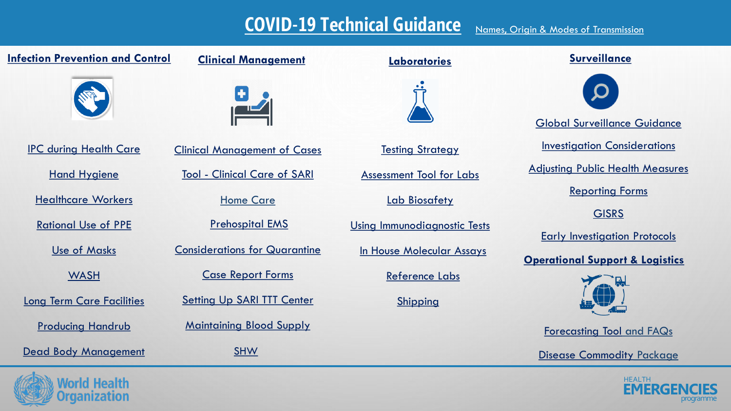# COVID-19 Technical Guidance

Names, Origin & Modes of Transmission

## Infection Prevention and Control

- IPC during Health Care
- Hand Hygiene
- Healthcare Workers
- Rational Use of PPE
- Use of Masks
- WASH
- Long Term Care Facilities
- Producing Handrub
- Dead Body Management

## Clinical Management

- Clinical Management of Cases
- Tool - Clinical Care of SARI
- Home Care
- Prehospital EMS
- Considerations for Quarantine
- Case Report Forms
- Setting Up SARI TTT Center
- Maintaining Blood Supply
- SHW

## Laboratories

- Testing Strategy
- Assessment Tool for Labs
- Lab Biosafety
- Using Immunodiagnostic Tests
- In House Molecular Assays
- Reference Labs
- Shipping

## Surveillance

- Global Surveillance Guidance
- Investigation Considerations
- Adjusting Public Health Measures
- Reporting Forms
- GISRS
- Early Investigation Protocols

## Operational Support & Logistics

- Forecasting Tool and FAQs
- Disease Commodity Package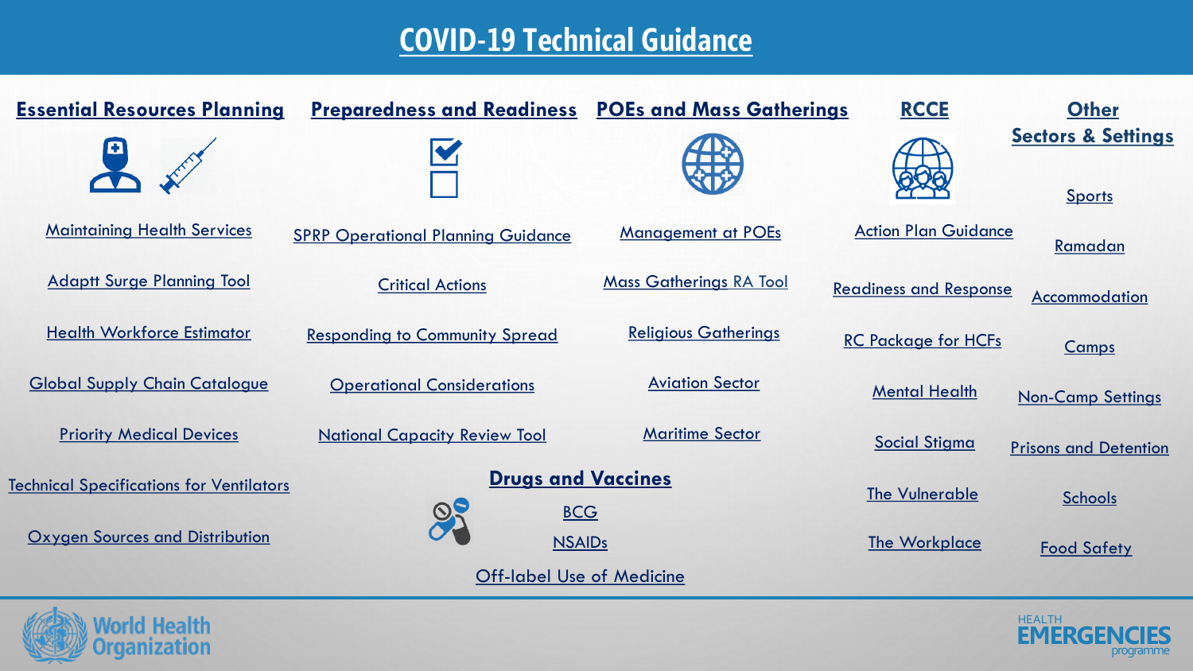# COVID-19 Technical Guidance

## Essential Resources Planning

- Maintaining Health Services
- Adaptt Surge Planning Tool
- Health Workforce Estimator
- Global Supply Chain Catalogue
- Priority Medical Devices
- Technical Specifications for Ventilators
- Oxygen Sources and Distribution

## Preparedness and Readiness

- SPRP Operational Planning Guidance
- Critical Actions
- Responding to Community Spread
- Operational Considerations
- National Capacity Review Tool

## POEs and Mass Gatherings

- Management at POEs
- Mass Gatherings RA Tool
- Religious Gatherings
- Aviation Sector
- Maritime Sector

## Drugs and Vaccines

- BCG
- NSAIDs
- Off-label Use of Medicine

## RCCE

- Action Plan Guidance
- Readiness and Response
- RC Package for HCFs
- Mental Health
- Social Stigma
- The Vulnerable
- The Workplace

## Other Sectors & Settings

- Sports
- Ramadan
- Accommodation
- Camps
- Non-Camp Settings
- Prisons and Detention
- Schools
- Food Safety

World Health Organization

HEALTH EMERGENCIES programme